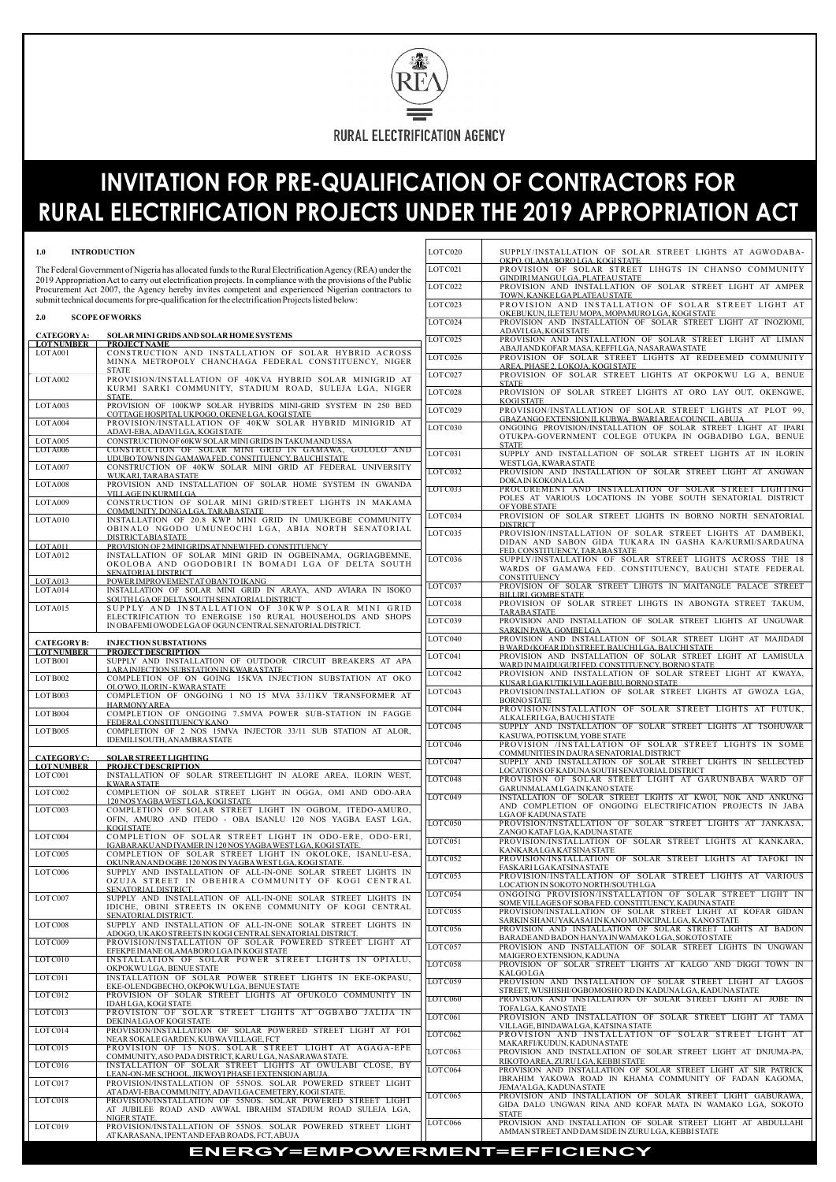RURAL ELECTRIFICATION AGENCY

# INVITATION FOR PRE-QUALIFICATION OF CONTRACTORS FOR RURAL ELECTRIFICATION PROJECTS UNDER THE 2019 APPROPRIATION ACT

## 1.0 INTRODUCTION

The Federal Government of Nigeria has allocated funds to the Rural Electrification Agency (REA) under the 2019 Appropriation Act to carry out electrification projects. In compliance with the provisions of the Public Procurement Act 2007, the Agency hereby invites competent and experienced Nigerian contractors to submit technical documents for pre-qualification for the electrification Projects listed below:

## 2.0 SCOPE OF WORKS

**CATEGORY A: SOLAR MINI GRIDS AND SOLAR HOME SYSTEMS**

| LOT NUMBER | PROJECT NAME |
|---|---|
| LOT A001 | CONSTRUCTION AND INSTALLATION OF SOLAR HYBRID ACROSS MINNA METROPOLY CHANCHAGA FEDERAL CONSTITUENCY, NIGER STATE |
| LOT A002 | PROVISION/INSTALLATION OF 40KVA HYBRID SOLAR MINIGRID AT KURMI SARKI COMMUNITY, STADIUM ROAD, SULEJA LGA, NIGER STATE. |
| LOT A003 | PROVISION OF 100KWP SOLAR HYBRIDS MINI-GRID SYSTEM IN 250 BED COTTAGE HOSPITAL UKPOGO, OKENE LGA, KOGI STATE |
| LOT A004 | PROVISION/INSTALLATION OF 40KW SOLAR HYBRID MINIGRID AT ADAVI-EBA, ADAVI LGA, KOGI STATE |
| LOT A005 | CONSTRUCTION OF 60KW SOLAR MINI GRIDS IN TAKUM AND USSA |
| LOT A006 | CONSTRUCTION OF SOLAR MINI GRID IN GAMAWA, GOLOLO AND UDUBO TOWNS IN GAMAWA FED. CONSTITUENCY, BAUCHI STATE |
| LOT A007 | CONSTRUCTION OF 40KW SOLAR MINI GRID AT FEDERAL UNIVERSITY WUKARI, TARABA STATE |
| LOT A008 | PROVISION AND INSTALLATION OF SOLAR HOME SYSTEM IN GWANDA VILLAGE IN KURMI LGA |
| LOT A009 | CONSTRUCTION OF SOLAR MINI GRID/STREET LIGHTS IN MAKAMA COMMUNITY, DONGA LGA, TARABA STATE |
| LOT A010 | INSTALLATION OF 20.8 KWP MINI GRID IN UMUKEGBE COMMUNITY OBINALO NGODO UMUNEOCHI LGA, ABIA NORTH SENATORIAL DISTRICT ABIA STATE |
| LOT A011 | PROVISION OF 2 MINI GRIDS AT NNEWI FED. CONSTITUENCY |
| LOT A012 | INSTALLATION OF SOLAR MINI GRID IN OGBEINAMA, OGRIAGBEMNE, OKOLOBA AND OGODOBIRI IN BOMADI LGA OF DELTA SOUTH SENATORIAL DISTRICT |
| LOT A013 | POWER IMPROVEMENT AT OBAN TO IKANG |
| LOT A014 | INSTALLATION OF SOLAR MINI GRID IN ARAYA, AND AVIARA IN ISOKO SOUTH LGA OF DELTA SOUTH SENATORIAL DISTRICT |
| LOT A015 | SUPPLY AND INSTALLATION OF 30KWP SOLAR MINI GRID ELECTRIFICATION TO ENERGISE 150 RURAL HOUSEHOLDS AND SHOPS IN OBAFEMI OWODE LGA OF OGUN CENTRAL SENATORIAL DISTRICT. |

**CATEGORY B: INJECTION SUBSTATIONS**

| LOT NUMBER | PROJECT DESCRIPTION |
|---|---|
| LOT B001 | SUPPLY AND INSTALLATION OF OUTDOOR CIRCUIT BREAKERS AT APA LARA INJECTION SUBSTATION IN KWARA STATE |
| LOT B002 | COMPLETION OF ON GOING 15KVA INJECTION SUBSTATION AT OKO OLO'WO, ILORIN - KWARA STATE |
| LOT B003 | COMPLETION OF ONGOING 1 NO 15 MVA 33/11KV TRANSFORMER AT HARMONY AREA |
| LOT B004 | COMPLETION OF ONGOING 7.5MVA POWER SUB-STATION IN FAGGE FEDERAL CONSTITUENCY KANO |
| LOT B005 | COMPLETION OF 2 NOS 15MVA INJECTOR 33/11 SUB STATION AT ALOR, IDEMILI SOUTH, ANAMBRA STATE |

**CATEGORY C: SOLAR STREET LIGHTING**

| LOT NUMBER | PROJECT DESCRIPTION |
|---|---|
| LOT C001 | INSTALLATION OF SOLAR STREETLIGHT IN ALORE AREA, ILORIN WEST, KWARA STATE |
| LOT C002 | COMPLETION OF SOLAR STREET LIGHT IN OGGA, OMI AND ODO-ARA 120 NOS YAGBA WEST LGA, KOGI STATE |
| LOT C003 | COMPLETION OF SOLAR STREET LIGHT IN OGBOM, ITEDO-AMURO, OFIN, AMURO AND ITEDO - OBA ISANLU 120 NOS YAGBA EAST LGA, KOGI STATE |
| LOT C004 | COMPLETION OF SOLAR STREET LIGHT IN ODO-ERE, ODO-ERI, IGABARAKU AND IYAMER IN 120 NOS YAGBA WEST LGA, KOGI STATE. |
| LOT C005 | COMPLETION OF SOLAR STREET LIGHT IN OKOLOKE, ISANLU-ESA, OKUNRAN AND OGBE 120 NOS IN YAGBA WEST LGA, KOGI STATE. |
| LOT C006 | SUPPLY AND INSTALLATION OF ALL-IN-ONE SOLAR STREET LIGHTS IN OZUJA STREET IN OBEHIRA COMMUNITY OF KOGI CENTRAL SENATORIAL DISTRICT. |
| LOT C007 | SUPPLY AND INSTALLATION OF ALL-IN-ONE SOLAR STREET LIGHTS IN IDICHE, OBINI STREETS IN OKENE COMMUNITY OF KOGI CENTRAL SENATORIAL DISTRICT. |
| LOT C008 | SUPPLY AND INSTALLATION OF ALL-IN-ONE SOLAR STREET LIGHTS IN ADOGO, UKAKO STREETS IN KOGI CENTRAL SENATORIAL DISTRICT. |
| LOT C009 | PROVISION/INSTALLATION OF SOLAR POWERED STREET LIGHT AT EFEKPE IMANE OLAMABORO LGA IN KOGI STATE |
| LOT C010 | INSTALLATION OF SOLAR POWER STREET LIGHTS IN OPIALU, OKPOKWU LGA, BENUE STATE |
| LOT C011 | INSTALLATION OF SOLAR POWER STREET LIGHTS IN EKE-OKPASU, EKE-OLENDGBECHO, OKPOKWU LGA, BENUE STATE |
| LOT C012 | PROVISION OF SOLAR STREET LIGHTS AT OFUKOLO COMMUNITY IN IDAH LGA, KOGI STATE |
| LOT C013 | PROVISION OF SOLAR STREET LIGHTS AT OGBABO JALIJA IN DEKINA LGA OF KOGI STATE |
| LOT C014 | PROVISION/INSTALLATION OF SOLAR POWERED STREET LIGHT AT FO1 NEAR SOKALE GARDEN, KUBWA VILLAGE, FCT |
| LOT C015 | PROVISION OF 15 NOS. SOLAR STREET LIGHT AT AGAGA-EPE COMMUNITY, ASO PADA DISTRICT, KARU LGA, NASARAWA STATE. |
| LOT C016 | INSTALLATION OF SOLAR STREET LIGHTS AT OWULABI CLOSE, BY LEAN-ON-ME SCHOOL, JIKWOYI PHASE I EXTENSION ABUJA. |
| LOT C017 | PROVISION/INSTALLATION OF 55NOS. SOLAR POWERED STREET LIGHT AT ADAVI-EBA COMMUNITY, ADAVI LGA CEMETERY, KOGI STATE. |
| LOT C018 | PROVISION/INSTALLATION OF SOLAR POWERED STREET LIGHT AT JUBILEE ROAD AND AWWAL IBRAHIM STADIUM ROAD SULEJA LGA, NIGER STATE. |
| LOT C019 | PROVISION/INSTALLATION OF 55NOS. SOLAR POWERED STREET LIGHT AT KARASANA, IPENT AND EFAB ROADS, FCT, ABUJA |
| LOT C020 | SUPPLY/INSTALLATION OF SOLAR STREET LIGHTS AT AGWODABA-OKPO, OLAMABORO LGA, KOGI STATE |
| LOT C021 | PROVISION OF SOLAR STREET LIHGTS IN CHANSO COMMUNITY GINDIRI MANGU LGA, PLATEAU STATE |
| LOT C022 | PROVISION AND INSTALLATION OF SOLAR STREET LIGHT AT AMPER TOWN, KANKE LGA PLATEAU STATE |
| LOT C023 | PROVISION AND INSTALLATION OF SOLAR STREET LIGHT AT OKEBUKUN, ILETEJU MOPA, MOPAMURO LGA, KOGI STATE |
| LOT C024 | PROVISION AND INSTALLATION OF SOLAR STREET LIGHT AT INOZIOMI, ADAVI LGA, KOGI STATE |
| LOT C025 | PROVISION AND INSTALLATION OF SOLAR STREET LIGHT AT LIMAN ABAJI AND KOFAR MASA, KEFFI LGA, NASARAWA STATE |
| LOT C026 | PROVISION OF SOLAR STREET LIGHTS AT REDEEMED COMMUNITY AREA, PHASE 2, LOKOJA, KOGI STATE |
| LOT C027 | PROVISION OF SOLAR STREET LIGHTS AT OKPOKWU LG A, BENUE STATE |
| LOT C028 | PROVISION OF SOLAR STREET LIGHTS AT ORO LAY OUT, OKENGWE, KOGI STATE |
| LOT C029 | PROVISION/INSTALLATION OF SOLAR STREET LIGHTS AT PLOT 99, GBAZANGO EXTENSION II, KUBWA, BWARI AREA COUNCIL, ABUJA |
| LOT C030 | ONGOING PROVISION/INSTALLATION OF SOLAR STREET LIGHT AT IPARI OTUKPA-GOVERNMENT COLEGE OTUKPA IN OGBADIBO LGA, BENUE STATE |
| LOT C031 | SUPPLY AND INSTALLATION OF SOLAR STREET LIGHTS AT IN ILORIN WEST LGA, KWARA STATE |
| LOT C032 | PROVISION AND INSTALLATION OF SOLAR STREET LIGHT AT ANGWAN DOKA IN KOKONA LGA |
| LOT C033 | PROCUREMENT AND INSTALLATION OF SOLAR STREET LIGHTING POLES AT VARIOUS LOCATIONS IN YOBE SOUTH SENATORIAL DISTRICT OF YOBE STATE |
| LOT C034 | PROVISION OF SOLAR STREET LIGHTS IN BORNO NORTH SENATORIAL DISTRICT |
| LOT C035 | PROVISION/INSTALLATION OF SOLAR STREET LIGHTS AT DAMBEKI, DIDAN AND SABON GIDA TUKARA IN GASHA KA/KURMI/SARDAUNA FED. CONSTITUENCY, TARABA STATE |
| LOT C036 | SUPPLY/INSTALLATION OF SOLAR STREET LIGHTS ACROSS THE 18 WARDS OF GAMAWA FED. CONSTITUENCY, BAUCHI STATE FEDERAL CONSTITUENCY |
| LOT C037 | PROVISION OF SOLAR STREET LIHGTS IN MAITANGLE PALACE STREET BILLIRI, GOMBE STATE |
| LOT C038 | PROVISION OF SOLAR STREET LIHGTS IN ABONGTA STREET TAKUM, TARABA STATE |
| LOT C039 | PROVISION AND INSTALLATION OF SOLAR STREET LIGHTS AT UNGUWAR SARKIN PAWA, GOMBE LGA |
| LOT C040 | PROVISION AND INSTALLATION OF SOLAR STREET LIGHT AT MAJIDADI B WARD (KOFAR IDI) STREET, BAUCHI LGA, BAUCHI STATE |
| LOT C041 | PROVISION AND INSTALLATION OF SOLAR STREET LIGHT AT LAMISULA WARD IN MAIDUGURI FED. CONSTITUENCY, BORNO STATE |
| LOT C042 | PROVISION AND INSTALLATION OF SOLAR STREET LIGHT AT KWAYA, KUSAR LGA KUTIKI VILLAGE BIU, BORNO STATE |
| LOT C043 | PROVISION/INSTALLATION OF SOLAR STREET LIGHTS AT GWOZA LGA, BORNO STATE |
| LOT C044 | PROVISION/INSTALLATION OF SOLAR STREET LIGHTS AT FUTUK, ALKALERI LGA, BAUCHI STATE |
| LOT C045 | SUPPLY AND INSTALLATION OF SOLAR STREET LIGHTS AT TSOHUWAR KASUWA, POTISKUM, YOBE STATE |
| LOT C046 | PROVISION /INSTALLATION OF SOLAR STREET LIGHTS IN SOME COMMUNITIES IN DAURA SENATORIAL DISTRICT |
| LOT C047 | SUPPLY AND INSTALLATION OF SOLAR STREET LIGHTS IN SELLECTED LOCATIONS OF KADUNA SOUTH SENATORIAL DISTRICT |
| LOT C048 | PROVISION OF SOLAR STREET LIGHT AT GARUNBABA WARD OF GARUNMALAM LGA IN KANO STATE |
| LOT C049 | INSTALLATION OF SOLAR STREET LIGHTS AT KWOI, NOK AND ANKUNG AND COMPLETION OF ONGOING ELECTRIFICATION PROJECTS IN JABA LGA OF KADUNA STATE |
| LOT C050 | PROVISION/INSTALLATION OF SOLAR STREET LIGHTS AT JANKASA, ZANGO KATAF LGA, KADUNA STATE |
| LOT C051 | PROVISION/INSTALLATION OF SOLAR STREET LIGHTS AT KANKARA, KANKARA LGA KATSINA STATE |
| LOT C052 | PROVISION/INSTALLATION OF SOLAR STREET LIGHTS AT TAFOKI IN FASKARI LGA KATSINA STATE |
| LOT C053 | PROVISION/INSTALLATION OF SOLAR STREET LIGHTS AT VARIOUS LOCATION IN SOKOTO NORTH/SOUTH LGA |
| LOT C054 | ONGOING PROVISION/INSTALLATION OF SOLAR STREET LIGHT IN SOME VILLAGES OF SOBA FED. CONSTITUENCY, KADUNA STATE |
| LOT C055 | PROVISION/INSTALLATION OF SOLAR STREET LIGHT AT KOFAR GIDAN SARKIN SHANU YAKASAI IN KANO MUNICIPAL LGA, KANO STATE |
| LOT C056 | PROVISION AND INSTALLATION OF SOLAR STREET LIGHTS AT BADON BARADE AND BADON HANYA IN WAMAKO LGA, SOKOTO STATE |
| LOT C057 | PROVISION AND INSTALLATION OF SOLAR STREET LIGHTS IN UNGWAN MAIGERO EXTENSION, KADUNA |
| LOT C058 | PROVISION OF SOLAR STREET LIGHTS AT KALGO AND DIGGI TOWN IN KALGO LGA |
| LOT C059 | PROVISION AND INSTALLATION OF SOLAR STREET LIGHT AT LAGOS STREET, WUSHISHI/OGBOMOSHO RD IN KADUNA LGA, KADUNA STATE |
| LOT C060 | PROVISION AND INSTALLATION OF SOLAR STREET LIGHT AT JOBE IN TOFA LGA, KANO STATE |
| LOT C061 | PROVISION AND INSTALLATION OF SOLAR STREET LIGHT AT TAMA VILLAGE, BINDAWA LGA, KATSINA STATE |
| LOT C062 | PROVISION AND INSTALLATION OF SOLAR STREET LIGHT AT MAKARFI/KUDUN, KADUNA STATE |
| LOT C063 | PROVISION AND INSTALLATION OF SOLAR STREET LIGHT AT DNJUMA-PA, RIKOTO AREA, ZURU LGA, KEBBI STATE |
| LOT C064 | PROVISION AND INSTALLATION OF SOLAR STREET LIGHT AT SIR PATRICK IBRAHIM YAKOWA ROAD IN KHAMA COMMUNITY OF FADAN KAGOMA, JEMA'A LGA, KADUNA STATE |
| LOT C065 | PROVISION AND INSTALLATION OF SOLAR STREET LIGHT GABURAWA, GIDA DALO UNGWAN RINA AND KOFAR MATA IN WAMAKO LGA, SOKOTO STATE |
| LOT C066 | PROVISION AND INSTALLATION OF SOLAR STREET LIGHT AT ABDULLAHI AMMAN STREET AND DAM SIDE IN ZURU LGA, KEBBI STATE |

**ENERGY=EMPOWERMENT=EFFICIENCY**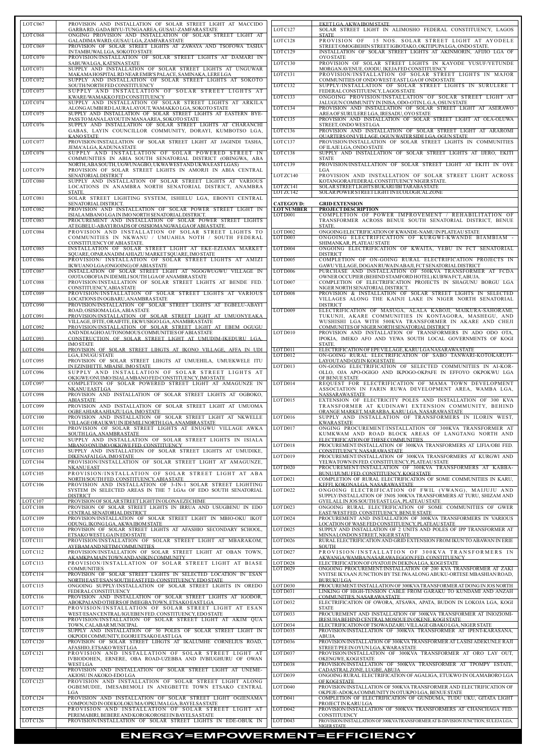| | |
|---|---|
| LOT C067 | PROVISION AND INSTALLATION OF SOLAR STREET LIGHT AT MACCIDO GARBA RD, GADA BIYU-TUNGA AREA, GUSAU-ZAMFARA STATE |
| LOT C068 | ONGING PROVISION AND INSTALLATION OF SOLAR STREET LIGHT AT GALADIMA WARD, GUSAU LGA, ZAMFARA STATE |
| LOT C069 | PROVISION OF SOLAR STREET LIGHTS AT ZAWAYA AND TSOFOWA TASHA IN TAMBUWAL LGA, SOKOTO STATE |
| LOT C070 | PROVISION/INSTALLATION OF SOLAR STREET LIGHTS AT DAMARI IN SABUWA LGA, KATSINA STATE |
| LOT C071 | SUPPLY AND INSTALLATION OF SOLAR STREET LIGHTS AT UNGUWAR MAKAMA HOSPITAL RD NEAR EMIR'S PALACE, SAMINAKA, LERE LGA |
| LOT C072 | SUPPLY AND INSTALLATION OF SOLAR STREET LIGHTS AT SOKOTO SOUTH/NORTH FED CONSTITUENCY |
| LOT C073 | SUPPLY AND INSTALLATION OF SOLAR STREET LIGHTS AT KWARE/WAMAKKO FED CONSTITUENCY |
| LOT C074 | SUPPLY AND INSTALLATION OF SOLAR STREET LIGHTS AT ARKILA ALONG AUMBI RD LAURA LAYOUT, WAMAKKO LGA, SOKOTO STATE |
| LOT C075 | SUPPLY AND INSTALLATION OF SOLAR STREET LIGHTS AT EASTERN BYE-PASS TO MANA LAYOUT IN MANA AREA, SOKOTO STATE |
| LOT C076 | SUPPLY AND INSTALLATION OF SOLAR STREET LIGHTS AT CHARANCHI GABAS, LAYIN COUNCILLOR COMMUNITY, DORAYI, KUMBOTSO LGA, KANO STATE |
| LOT C077 | PROVISION/INSTALLATION OF SOLAR STREET LIGHT AT JAGINDI TASHA, JEMA'A LGA, KADUNA STATE |
| LOT C078 | SUPPLY AND INSTALLATION OF SOLAR POWERED STREET IN COMMUNITIES IN ABIA SOUTH SENATORIAL DISTRICT (OBINGWA, ABA NORTH, ABA SOUTH, UGWUNAGBO, UKWA WEST AND UKWA EAST LGAS) |
| LOT C079 | PROVISION OF SOLAR STREET LIGHTS IN AMORJI IN ABIA CENTRAL SENATORIAL DISTRICT |
| LOT C080 | SUPPLY AND INSTALLATION OF SOLAR STREET LIGHTS AT VARIOUS LOCATIONS IN ANAMBRA NORTH SENATORIAL DISTRICT, ANAMBRA STATE. |
| LOT C081 | SOLAR STREET LIGHTING SYSTEM, ISHIELU LGA, EBONYI CENTRAL SENATORIAL DISTRICT. |
| LOT C082 | PROVISION AND INSTALLATION OF SOLAR POWER STREET LIGHT IN ISIALA MBANO LGA IN IMO NORTH SENATORIAL DISTRICT. |
| LOT C083 | PROCUREMENT AND INSTALLATION OF SOLAR POWER STREET LIGHTS AT EGBELU-ABAYI ROADS OF OSISIOMA NGWA LGA OF ABIA STATE. |
| LOT C084 | PROVISION AND INSTALLATION OF SOLAR STREET LIGHTS TO COMMUNITIES IN NKWANU / UMUAHIA NOTH / SOUTH FEDERAL CONSTITUENCY OF ABIA STATE. |
| LOT C085 | INSTALLATION OF SOLAR STREET LIGHT AT EKE-EZIAMA MARKET SQUARE, OPARANADIM AHIAZU MARKET SQUARE, IMO STATE |
| LOT C086 | PROVISION/ INSTALLATION OF SOLAR STREET LIGHTS AT AMIZI IKWUANO LGA (ONGOING) OF ABIA STATE |
| LOT C087 | INSTALLATION OF SOLAR STREET LIGHT AT NGOGWUGWU VILLAGE IN OJOTA OBOFIA IN IDEMILI SOUTH LGA OF ANAMBRA STATE |
| LOT C088 | PROVISION/INSTALLATION OF SOLAR STREET LIGHTS AT BENDE FED. CONSTITUENCY, ABIA STATE |
| LOT C089 | PROVISION/INSTALLATION OF SOLAR STREET LIGHTS AT VARIOUS LOCATIONS IN OGBARU, ANAMBRA STATE |
| LOT C090 | PROVISION/INSTALLATION OF SOLAR STREET LIGHTS AT EGBELU-ABAYI ROAD, OSISIOMA LGA, ABIA STATE |
| LOT C091 | PROVISION/INSTALLATION OF SOLAR STREET LIGHT AT UMUONYEAKA VILLAGE, IFITE, ORAIFITE, EKWUSIGO LGA, ANAMBRA STATE |
| LOT C092 | PROVISION/INSTALLATION OF SOLAR STREET LIGHT AT EBEM OGUGU AND NDI AGHO AUTONOMOUS COMMUNITIES OF ABIA STATE |
| LOT C093 | CONSTRUCTION OF SOLAR STREET LIGHT AT UMUDIM-IKEDURU LGA, IMO STATE |
| LOT C094 | PROVISION OF SOLAR STREET LIHGTS AT IKONO VILLAGE, AFFA IN UDI LGA, ENUGU STATE |
| LOT C095 | PROVISION OF SOLAR STREET LIHGTS AT UMUEHILA, UMUEKWELE ITU IN EZINIHITTE, MBAISE, IMO STATE |
| LOT C096 | SUPPLY AND INSTALLATION OF SOLAR STREET LIGHTS AT OKIGWE/ONUIMO/ISIALA MBANO FED CONSTITUENCY, IMO STATE |
| LOT C097 | COMPLETION OF SOLAR POWERED STREET LIGHT AT AMAGUNZE IN NKANU EAST LGA |
| LOT C098 | PROVISION AND INSTALLATION OF SOLAR STREET LIGHTS AT OGBOKO, ABIA STATE |
| LOT C099 | PROVISION AND INSTALLATION OF SOLAR STREET LIGHT AT UMUOMA OGBE AHIARA AHIAZU LGA, IMO STATE |
| LOT C100 | PROVISION AND INSTALLATION OF SOLAR STREET LIGHT AT NKWELLE VILLAGE ORAUKWU IN IDEMILI NORTH LGA, ANAMBRA STATE |
| LOT C101 | PROVISION OF SOLAR STREET LIGHTS AT ENUGWU VILLAGE AWKA SOUTH LGA, ANAMBRA STATE |
| LOT C102 | SUPPLY AND INSTALLATION OF SOLAR STREET LIGHTS IN ISIALA MBANO/ONUIMO/OKIGWE FED. CONSTITUENCY |
| LOT C103 | SUPPLY AND INSTALLATION OF SOLAR STREET LIGHTS AT UMUDIKE, DIKENAFAI LGA, IMO STATE |
| LOT C104 | PROVISION/INSTALLATION OF SOLAR STREET LIGHT AT AMAGUNZE, NKANU EAST |
| LOT C105 | PROVISION/INSTALLATION OF SOLAR STREET LIGHT AT ABA NORTH/SOUTH FED. CONSTITUENCY, ABIA STATE |
| LOT C106 | PROVISION AND INSTALLATION OF 3-IN-1 SOLAR STREET LIGHTING SYSTEM IN SELECTED AREAS IN THE 7 LGAs OF EDO SOUTH SENATORIAL DISTRICT |
| LOT C107 | PROVISION OF SOLAR STREET LIGHT IN OLONA EZECHIME |
| LOT C108 | PROVISION OF SOLAR STREET LIGHTS IN IRRUA AND USUGBENU IN EDO CENTRAL SENATORIAL DISTRICT |
| LOT C109 | PROVISION/INSTALLATION OF SOLAR STREET LIGHT IN MBIO-OKU IKOT ODUNG, IKONG LGA, AKWA IBOM STATE |
| LOT C110 | PROVISION OF SOLAR STREET LIGHTS AT AFASHIO SECONDARY SCHOOL, ETSAKO WEST LGA IN EDO STATE |
| LOT C111 | PROVISION/INSTALLATION OF SOLAR STREET LIGHT AT MBARAKOM, AYEBAM AND NETIM COMMUNITIES |
| LOT C112 | PROVISION/INSTALLATION OF SOLAR STREET LIGHT AT OBAN TOWN, AKAMKPA MAIN TOWN AND ANIKIN COMMUNITY |
| LOT C113 | PROVISION/INSTALLATION OF SOLAR STREET LIGHT AT BIASE COMMUNITIES |
| LOT C114 | PROVISION OF SOLAR STREET LIGHTS IN SELECTED LOCATION IN ESAN NORTH EAST/ESAN SOUTH EAST FED. CONSTITUENCY, EDO STATE |
| LOT C115 | ONGOING SUPPLY/INSTALLATION OF SOLAR STREET LIGHTS IN OREDO FEDERAL CONSTITUENCY |
| LOT C116 | PROVISION AND INSTALLATION OF SOLAR STREET LIGHTS AT IGODOR, ABOKPAI AND OTHERS OF IMIEGBA TOWN, ETSAKO EAST LGA |
| LOT C117 | PROVISION/INSTALLATION OF SOLAR STREET LIGHT AT ESAN WEST/ESAN CENTRAL/IGUEBEN FED. CONSTITUENCY, EDO STATE |
| LOT C118 | PROVISION/INSTALLATION OF SOLAR STREET LIGHT AT AKIM QUA TOWN, CALABAR MUNICIPAL |
| LOT C119 | SUPPLY AND INSTALLATION OF 50 POLES OF SOLAR STREET LIGHT IN OKPODI COMMUNITY, EGORI ETSAKO EAST LGA |
| LOT C120 | PROVISION OF SOLAR STREET LIHGTS AT IKALUMHE CORNELIUS ROAD, AFASHIO, ETSAKO WEST LGA |
| LOT C121 | PROVISION AND INSTALLATION OF SOLAR STREET LIGHT AT IVBIODOHEN, ERNERE, OBA ROAD-UZEBBA AND IVBIUGHURU OF OWAN WEST LGA |
| LOT C122 | PROVISION AND INSTALLATION OF SOLAR STREET LIGHT AT UNEME-AKIOSU IN AKOKO-EDO LGA |
| LOT C123 | PROVISION AND INSTALLATION OF SOLAR STREET LIGHT ALONG OGBEMUDIE, IMESABEMOLI IN ANEGBETTE TOWN ETSAKO CENTRAL LGA |
| LOT C124 | PROVISION AND INSTALLATION OF SOLAR STREET LIGHT OGIENAMA COMPOUND IN ODI KOLOKUMA/OPKUMA LGA, BAYELSA STATE |
| LOT C125 | PROVISION AND INSTALLATION OF SOLAR STREET LIGHT AT PEREMABIRI, BEBERE AND KOROKOROSEI IN BAYELSA STATE |
| LOT C126 | PROVISION/INSTALLATION OF SOLAR STREET LIGHTS IN EDE-OBUK IN EKET LGA, AKWA IBOM STATE |
| LOT C127 | SOLAR STREET LIGHT IN ALIMOSHO FEDERAL CONSTITUENCY, LAGOS STATE |
| LOT C128 | PROVISION OF 15 NOS. SOLAR STREET LIGHT AT AYODELE STREET/OMOGBEHIN STREET IGBOTAKO, OKITIPUPA LGA, ONDO STATE. |
| LOT C129 | INSTALLATION OF SOLAR STREET LIGHTS AT AKINMORIN, AFIJIO LGA OF OYO STATE |
| LOT C130 | PROVISION OF SOLAR STREET LIGHTS IN KAYODE YUSUF/YETUNDE MORGAN AVENUE, OJODU, IKEJA FED CONSTITUENCY |
| LOT C131 | PROVISION/INSTALLATION OF SOLAR STREET LIGHTS IN MAJOR COMMUNITIES OF ONDO WEST/EAST LGA OF ONDO STATE |
| LOT C132 | SUPPLY/INSTALLATION OF SOLAR STREET LIGHTS IN SURULERE I FEDERAL CONSTITUENCY, LAGOS STATE |
| LOT C133 | ONGOING PROVISION/INSTALLATION OF SOLAR STREET LIGHT AT JALUGUN COMMUNITY IN INISA, ODO-OTIN L.G.A, OSUN STATE |
| LOT C134 | PROVISION AND INSTALLATION OF SOLAR STREET LIGHT AT ASERAWO AREA OF SURULERE LGA, IRESADU, OYO STATE |
| LOT C135 | PROVISION AND INSTALLATION OF SOLAR STREET LIGHT AT OLA-OLUWA STREET, ONDO WEST LGA |
| LOT C136 | PROVISION AND INSTALLATION OF SOLAR STREET LIGHT AT ARAROMI QUARTERS ONI VILLAGE, OGUN WATER SIDE LGA, OGUN STATE |
| LOT C137 | PROVISION/INSTALLATION OF SOLAR STREET LIGHTS IN COMMUNITIES OF ILAJE LGA, ONDO STATE |
| LOT C138 | SUPPLY AND INSTALLATION OF SOLAR STREET LIGHTS AT IJERO, EKITI STATE |
| LOT C139 | PROVISION/INSTALLATION OF SOLAR STREET LIGHT AT EKITI IN OYE LGA |
| LOT ZC140 | PROVISION AND INSTALLATION OF SOLAR STREET LIGHT ACROSS KOTANGORA FEDERAL CONSTITUENCY NIGER STATE. |
| LOT ZC141 | SOLAR STREET LIGHTS BUKARI/IBI TARABA STATE |
| LOT ZC142 | SOLAR POWER STREET LIGHT IN ECOLOGICAL ZONE |

| **CATEGORY D:** | **GRID EXTENSION** |
|---|---|
| **LOT NUMBER** | **PROJECT DESCRIPTION** |
| LOT D001 | COMPLETION OF POWER IMPROVEMENT / REHABILITATION OF TRANSFORMER ACROSS BENUE SOUTH SENATORIAL DISTRICT, BENUE STATE. |
| LOT D002 | ONGOING ELECTRIFICATION OF KWANDE-NAMU IN PLATEAU STATE |
| LOT D003 | ONGOING ELECTRIFICATION OF KURGWI-KWANDE BIAMBIAM - SHIMANKAR, PLATEAU STATE |
| LOT D004 | ONGOING ELECTRIFICATION OF KWAITA, YEBU IN FCT SENATORIAL DISTRICT |
| LOT D005 | COMPLETION OF ON-GOING RURAL ELECTRIFICATION PROJECTS IN GAWU VILLAGE, DOGAN RUWA IN ABAJI, FCT SENATORIAL DISTRICT |
| LOT D006 | PURCHASE AND INSTALLATION OF 500KVA TRANSFORMER AT FCDA OWNER OCCUPIER (BEHIND STAMFORD HOTEL) KUBWA FCT, ABUJA. |
| LOT D007 | COMPLETION OF ELECTRIFICATION PROJECTS IN SHAGUNU BORGU LGA NIGER NORTH SENATORIAL DISTRICT. |
| LOT D008 | PROVISION & INSTALLATION OF SOLAR STREET LIGHTS IN SELECTED VILLAGES ALONG THE KAINJI LAKE IN NIGER NORTH SENATORIAL DISTRICT |
| LOT D009 | ELECTRIFICATION OF MASUGA, ALALA KABOJI, MAIKURA-SAHORAMI, TUKUNJI, AKARE COMMUNITIES IN KONTAGORA, MASHEGU, AND WUSHISHI LGA WITH 500KVA TRANSFORMER IN AKARE AND CHEJI COMMUNITES OF NIGER NORTH SENATORIAL DISTRICT |
| LOT D010 | PROVISION AND INSTALLATION OF TRANSFORMERS IN ADO ODO OTA, IPOKIA, IMEKO AFO AND YEWA SOUTH LOCAL GOVERNMENTS OF KOGI STATE. |
| LOT D011 | ELECTRIFICATION OF EPE VILLAGE, KARU LGA NASARAWA STATE |
| LOT D012 | ON-GOING RURAL ELECTRIFICATION OF SABO TANWARI-KOTOKARUFI-LAYOUT AND OZI IN KOGI STATE |
| LOT D013 | ON-GOING ELECTRIFICATION OF SELECTED COMMUNITIES IN AI-KOR-OLLO, OJA APO-OGIGO AND IKPOGO-OKPAFE IN EFFOYO OKPOKWU LGA OF BENUE STATE |
| LOT D014 | REQUEST FOR ELECTRIFICATION OF MAMA TOWN DEVELOPMENT ASSOCIATION IN FARIN RUWA DEVELOPMENT AREA, WAMBA LGA, NASSARAWA STATE. |
| LOT D015 | EXTENSION OF ELECTRICITY POLES AND INSTALLATION OF 300 KVA TRANSFORMER AT KUDINAWI EXTENSION COMMUNITY, BEHIND ORANGE MARKET, MARARBA, KARU LGA, NASARAWA STATE |
| LOT D016 | SUPPLY AND INSTALLATION OF TRANSFORMERS IN ILORIN WEST, KWARA STATE |
| LOT D017 | ONGING PROCUREMENT/INSTALLATION OF 300KVA TRANSFORMER AT KUMKWAM AND ROAD BLOCK AREAS OF LANGTANG NORTH AND ELECTRIFICATION OF THESE COMMUNITIES |
| LOT D018 | PROCUREMENT/INSTALLATION OF 300KVA TRANSFORMERS AT LIFIA/OBI FED. CONSTITUENCY, NASARAWA STATE |
| LOT D019 | PROCUREMENT/INSTALLATION OF 300KVA TRANSFORMERS AT KURGWI AND YELWA TOWN IN FED. CONSTITUENCY, PLATEAU STATE |
| LOT D020 | PROCUREMENT/INSTALLATION OF 300KVA TRANSFORMERS AT KABBA-BUNU/IJUMU FED. CONSTITUENCY, KOGI STATE |
| LOT D021 | COMPLETION OF RURAL ELECTRIFICATION OF SOME COMMUNITIES IN KARU, KEFFI, KOKONA LGA, NASARAWA STATE |
| LOT D022 | ONGOING ELECTRIFICATION OF FWIL (VWANG), MAIJUJU AND SUPPLY/INSTALLATION OF 3N0S 300KVA TRANSFORMERS AT TURU, SHIZAM AND GYEL ALL IN JOS SOUTH/EAST LGA, PLATEAU STATE |
| LOT D023 | ONGOING RURAL ELECTRIFICATION OF SOME COMMUNITIES OF GWER EAST/WEST FED. CONSTITUENCY, BENUE STATE |
| LOT D024 | PROCUREMENT AND INSTALLATION OF 300KVA TRANSFORMERS IN VARIOUS LOCATION OF WASE FED CONSTITUENCY, PLATEAU STATE |
| LOT D025 | SUPPLY AND INSTALLATION OF 2 UNITS AND POLES OF IPP TRANSFORMER AT MINNA LONDON STREET, NIGER STATE |
| LOT D026 | RURAL ELECTRIFICATION AND GRID EXTENSION FROM IKUN TO ABAWAN IN ERIE SOUTH |
| LOT D027 | PROVISION/INSTALLATION OF 300KVA TRANSFORMERS IN AKWANGA/WAMBA/NASARAWA EGGON FED. CONSTITUENCY |
| LOT D028 | ELECTRIFICATION OF OYATOJI IN DEKINA LGA, KOGI STATE |
| LOT D029 | ONGOING PROCUREMENT/INSTALLATION OF 200 KVA TRANSFORMER AT ZAKI NYITSE IKYAAN JUNCTION BY TSE IWA ALONG ABUKU-ORTESE MBASHIAN ROAD, BURUKU LGA |
| LOT D030 | PROCUREMENT/INSTALLATION OF 300KVA TRANSFORMER AT DONG IN JOS NORTH |
| LOT D031 | LINKING OF HIGH-TENSION CABLE FROM GARAKU TO KUNDAMI AND ANZAH COMMUNITIES, NASARAWA STATE |
| LOT D032 | ELECTRIFICATION OF OWORA, ATSAWA, APATA, BUDON IN LOKOJA LGA, KOGI STATE |
| LOT D033 | PROVISION AND INSTALLATION OF 300KVA TRANSFORMER AT INIOZIOMI-IRESUHA BEHIND CENTRAL MOSQUE IN OKENE, KOGI STATE |
| LOT D034 | ELECTRIFICATION OF TSOWA DZARU VILLAGE GBAKO LGA, NIGER STATE |
| LOT D035 | PROVISION/INSTALLATION OF 300KVA TRANSFORMER AT IPENT-KARASANA, ABUJA |
| LOT D036 | PROVISION/INSTALLATION OF 300KVA TRANSFORMER AT LASISI ADEKUNLE RAJI STREET, PEE IN OYUN LGA, KWARA STATE |
| LOT D037 | PROVISION/INSTALLATION OF 300KVA TRANSFORMER AT ORO LAY OUT, OKENGWE, KOGI STATE |
| LOT D038 | PROVISION/INSTALLATION OF 500KVA TRANSFORMER AT TPOMPY ESTATE, CADASTRAL ZONE, LUGBE, ABUJA |
| LOT D039 | ONGOING RURAL ELECTRIFICATION OF AGALIGA, ETUKWO IN OLAMABORO LGA OF KOGI STATE |
| LOT D040 | PROVISION/INSTALLATION OF 500KVA TRANSFORMER AND ELECTRIFICATION OF OKPEJE-ADOKA COMMUNITY IN OTUKPO LGA, BENUE STATE |
| LOT D041 | COMPLETION OF ELECTRIFICATION OF GUNDUMA, TUDU UKU, GITATA LIGHT PROJECT IN KARU LGA |
| LOT D042 | PROVISION/INSTALLATION OF 500KVA TRANSFORMERS AT CHANCHAGA FED. CONSTITUENCY |
| LOT D043 | PROVISION/INSTALLATION OF 300KVA TRANSFORMER AT B-DIVISION JUNCTION, SULEJA LGA, NIGER STATE |

**ENERGY=EMPOWERMENT=EFFICIENCY**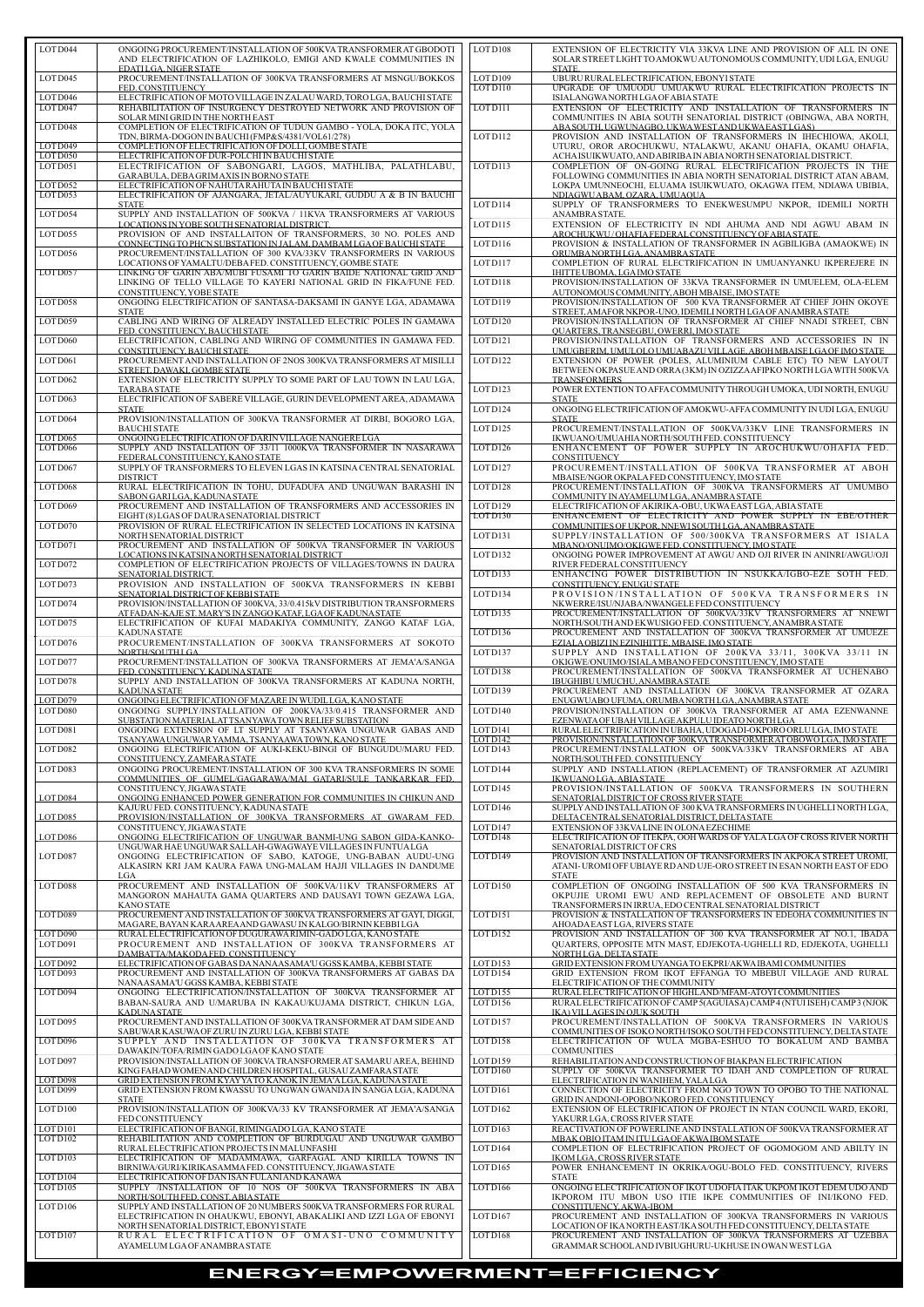| LOT | DESCRIPTION |
|---|---|
| LOT D044 | ONGOING PROCUREMENT/INSTALLATION OF 500KVA TRANSFORMER AT GBODOTI AND ELECTRIFICATION OF LAZHIKOLO, EMIGI AND KWALE COMMUNITIES IN EDATI LGA, NIGER STATE |
| LOT D045 | PROCUREMENT/INSTALLATION OF 300KVA TRANSFORMERS AT MSNGU/BOKKOS FED. CONSTITUENCY |
| LOT D046 | ELECTRIFICATION OF MOTO VILLAGE IN ZALAU WARD, TORO LGA, BAUCHI STATE |
| LOT D047 | REHABILITATION OF INSURGENCY DESTROYED NETWORK AND PROVISION OF SOLAR MINI GRID IN THE NORTH EAST |
| LOT D048 | COMPLETION OF ELECTRIFICATION OF TUDUN GAMBO - YOLA, DOKA ITC, YOLA TDN, BIRMA-DOGON IN BAUCHI (FMP&S/4381/VOL61/278) |
| LOT D049 | COMPLETION OF ELECTRIFICATION OF DOLLI, GOMBE STATE |
| LOT D050 | ELECTRIFICATION OF DUR-POLCHI IN BAUCHI STATE |
| LOT D051 | ELECTRIFICATION OF SABONGARI, LAGOS, MATHLIBA, PALATHLABU, GARABULA, DEBA GRIMAXIS IN BORNO STATE |
| LOT D052 | ELECTRIFICATION OF NAHUTA RAHUTA IN BAUCHI STATE |
| LOT D053 | ELECTRIFICATION OF AJANGARA, JETAL/AUYUKARI, GUDDU A & B IN BAUCHI STATE |
| LOT D054 | SUPPLY AND INSTALLATION OF 500KVA / 11KVA TRANSFORMERS AT VARIOUS LOCATIONS IN YOBE SOUTH SENATORIAL DISTRICT. |
| LOT D055 | PROVISION OF AND INSTALLAITON OF TRANSFORMERS, 30 NO. POLES AND CONNECTING TO PHCN SUBSTATION IN JALAM, DAMBAM LGA OF BAUCHI STATE |
| LOT D056 | PROCUREMENT/INSTALLATION OF 300 KVA/33KV TRANSFORMERS IN VARIOUS LOCATIONS OF YAMALTU/DEBA FED. CONSTITUENCY, GOMBE STATE |
| LOT D057 | LINKING OF GARIN ABA/MUBI FUSAMI TO GARIN BAIDE NATIONAL GRID AND LINKING OF TELLO VILLAGE TO KAYERI NATIONAL GRID IN FIKA/FUNE FED. CONSTITUENCY, YOBE STATE |
| LOT D058 | ONGOING ELECTRIFICATION OF SANTASA-DAKSAMI IN GANYE LGA, ADAMAWA STATE |
| LOT D059 | CABLING AND WIRING OF ALREADY INSTALLED ELECTRIC POLES IN GAMAWA FED. CONSTITUENCY, BAUCHI STATE |
| LOT D060 | ELECTRIFICATION, CABLING AND WIRING OF COMMUNITIES IN GAMAWA FED. CONSTITUENCY, BAUCHI STATE |
| LOT D061 | PROCUREMENT AND INSTALLATION OF 2NOS 300KVA TRANSFORMERS AT MISILLI STREET, DAWAKI, GOMBE STATE |
| LOT D062 | EXTENSION OF ELECTRICITY SUPPLY TO SOME PART OF LAU TOWN IN LAU LGA, TARABA STATE |
| LOT D063 | ELECTRIFICATION OF SABERE VILLAGE, GURIN DEVELOPMENT AREA, ADAMAWA STATE |
| LOT D064 | PROVISION/INSTALLATION OF 300KVA TRANSFORMER AT DIRBI, BOGORO LGA, BAUCHI STATE |
| LOT D065 | ONGOING ELECTRIFICATION OF DARIN VILLAGE NANGERE LGA |
| LOT D066 | SUPPLY AND INSTALLATION OF 33/11 1000KVA TRANSFORMER IN NASARAWA FEDERAL CONSTITUENCY, KANO STATE |
| LOT D067 | SUPPLY OF TRANSFORMERS TO ELEVEN LGAS IN KATSINA CENTRAL SENATORIAL DISTRICT |
| LOT D068 | RURAL ELECTRIFICATION IN TOHU, DUFADUFA AND UNGUWAN BARASHI IN SABON GARI LGA, KADUNA STATE |
| LOT D069 | PROCUREMENT AND INSTALLATION OF TRANSFORMERS AND ACCESSORIES IN EIGHT (8) LGAS OF DAURA SENATORIAL DISTRICT |
| LOT D070 | PROVISION OF RURAL ELECTRIFICATION IN SELECTED LOCATIONS IN KATSINA NORTH SENATORIAL DISTRICT |
| LOT D071 | PROCUREMENT AND INSTALLATION OF 500KVA TRANSFORMER IN VARIOUS LOCATIONS IN KATSINA NORTH SENATORIAL DISTRICT |
| LOT D072 | COMPLETION OF ELECTRIFICATION PROJECTS OF VILLAGES/TOWNS IN DAURA SENATORIAL DISTRICT. |
| LOT D073 | PROVISION AND INSTALLATION OF 500KVA TRANSFORMERS IN KEBBI SENATORIAL DISTRICT OF KEBBI STATE |
| LOT D074 | PROVISION/INSTALLATION OF 300KVA, 33/0.415kV DISTRIBUTION TRANSFORMERS AT FADAN-KAJE ST. MARY'S IN ZANGO KATAF, LGA OF KADUNA STATE |
| LOT D075 | ELECTRIFICATION OF KUFAI MADAKIYA COMMUNITY, ZANGO KATAF LGA, KADUNA STATE |
| LOT D076 | PROCUREMENT/INSTALLATION OF 300KVA TRANSFORMERS AT SOKOTO NORTH/SOUTH LGA |
| LOT D077 | PROCUREMENT/INSTALLATION OF 300KVA TRANSFORMERS AT JEMA'A/SANGA FED. CONSTITUENCY, KADUNA STATE |
| LOT D078 | SUPPLY AND INSTALLATION OF 300KVA TRANSFORMERS AT KADUNA NORTH, KADUNA STATE |
| LOT D079 | ONGOING ELECTRIFICATION OF MAZARE IN WUDIL LGA, KANO STATE |
| LOT D080 | ONGOING SUPPLY/INSTALLATION OF 200KVA/33/0.415 TRANSFORMER AND SUBSTATION MATERIAL AT TSANYAWA TOWN RELIEF SUBSTATION |
| LOT D081 | ONGOING EXTENSION OF LT SUPPLY AT TSANYAWA UNGUWAR GABAS AND TSANYAWA UNGUWAR YAMMA, TSANYAWA TOWN, KANO STATE |
| LOT D082 | ONGOING ELECTRIFICATION OF AUKI-KEKU-BINGI OF BUNGUDU/MARU FED. CONSTITUENCY, ZAMFARA STATE |
| LOT D083 | ONGOING PROCUREMENT/INSTALLATION OF 300 KVA TRANSFORMERS IN SOME COMMUNITIES OF GUMEL/GAGARAWA/MAI GATARI/SULE TANKARKAR FED. CONSTITUENCY, JIGAWA STATE |
| LOT D084 | ONGOING ENHANCED POWER GENERATION FOR COMMUNITIES IN CHIKUN AND KAURU FED. CONSTITUENCY, KADUNA STATE |
| LOT D085 | PROVISION/INSTALLATION OF 300KVA TRANSFORMERS AT GWARAM FED. CONSTITUENCY, JIGAWA STATE |
| LOT D086 | ONGOING ELECTRIFICATION OF UNGUWAR BANMI-UNG SABON GIDA-KANKO-UNGUWAR HAE UNGUWAR SALLAH-GWAGWAYE VILLAGES IN FUNTUA LGA |
| LOT D087 | ONGOING ELECTRIFICATION OF SABO, KATOGE, UNG-BABAN AUDU-UNG ALKASIRN KRI JAM KAURA FAWA UNG-MALAM HAJJI VILLAGES IN DANDUME LGA |
| LOT D088 | PROCUREMENT AND INSTALLATION OF 500KVA/11KV TRANSFORMERS AT MANGORON MAHAUTA GAMA QUARTERS AND DAUSAYI TOWN GEZAWA LGA, KANO STATE |
| LOT D089 | PROCUREMENT AND INSTALLATION OF 300KVA TRANSFORMERS AT GAYI, DIGGI, MAGARE, BAYAN KARA AREA AND GAWASU IN KALGO/BIRNIN KEBBI LGA |
| LOT D090 | RURAL ELECTRIFICATION OF DUGURAWA RIMIN-GADO LGA, KANO STATE |
| LOT D091 | PROCUREMENT AND INSTALLATION OF 300KVA TRANSFORMERS AT DAMBATTA/MAKODA FED. CONSTITUENCY |
| LOT D092 | ELECTRIFICATION OF GABAS DA NANAASAMA'U GGSS KAMBA, KEBBI STATE |
| LOT D093 | PROCUREMENT AND INSTALLATION OF 300KVA TRANSFORMERS AT GABAS DA NANAASAMA'U GGSS KAMBA, KEBBI STATE |
| LOT D094 | ONGOING ELECTRIFICATION/INSTALLATION OF 300KVA TRANSFORMER AT BABAN-SAURA AND U/MARUBA IN KAKAU/KUJAMA DISTRICT, CHIKUN LGA, KADUNA STATE |
| LOT D095 | PROCUREMENT AND INSTALLATION OF 300KVA TRANSFORMER AT DAM SIDE AND SABUWAR KASUWA OF ZURU IN ZURU LGA, KEBBI STATE |
| LOT D096 | SUPPLY AND INSTALLATION OF 300KVA TRANSFORMERS AT DAWAKIN/TOFA/RIMIN GADO LGA OF KANO STATE |
| LOT D097 | PROVISION/INSTALLATION OF 300KVA TRANSFORMER AT SAMARU AREA, BEHIND KING FAHAD WOMEN AND CHILDREN HOSPITAL, GUSAU ZAMFARA STATE |
| LOT D098 | GRID EXTENSION FROM KYAYYA TO KANOK IN JEMA'A LGA, KADUNA STATE |
| LOT D099 | GRID EXTENSION FROM KWASSU TO UNGWAN GWANDA IN SANGA LGA, KADUNA STATE |
| LOT D100 | PROVISION/INSTALLATION OF 300KVA/33 KV TRANSFORMER AT JEMA'A/SANGA FED CONSTITUENCY |
| LOT D101 | ELECTRIFICATION OF BANGI, RIMINGADO LGA, KANO STATE |
| LOT D102 | REHABILITATION AND COMPLETION OF BURDUGAU AND UNGUWAR GAMBO RURAL ELECTRIFICATION PROJECTS IN MALUNFASHI |
| LOT D103 | ELECTRIFICATION OF MADAMMAWA, GARFAGAL AND KIRILLA TOWNS IN BIRNIWA/GURI/KIRIKASAMMA FED. CONSTITUENCY, JIGAWA STATE |
| LOT D104 | ELECTRIFICATION OF DAN ISAN FULANI AND KANAWA |
| LOT D105 | SUPPLY /INSTALLATION OF 10 NOS OF 500KVA TRANSFORMERS IN ABA NORTH/SOUTH FED. CONST. ABIA STATE |
| LOT D106 | SUPPLY AND INSTALLATION OF 20 NUMBERS 500KVA TRANSFORMERS FOR RURAL ELECTRIFICATION IN OHAUKWU, EBONYI, ABAKALIKI AND IZZI LGA OF EBONYI NORTH SENATORIAL DISTRICT, EBONYI STATE |
| LOT D107 | RURAL ELECTRIFICATION OF OMASI-UNO COMMUNITY AYAMELUM LGA OF ANAMBRA STATE |
| LOT D108 | EXTENSION OF ELECTRICITY VIA 33KVA LINE AND PROVISION OF ALL IN ONE SOLAR STREET LIGHT TO AMOKWU AUTONOMOUS COMMUNITY, UDI LGA, ENUGU STATE. |
| LOT D109 | UBURU RURAL ELECTRIFICATION, EBONYI STATE |
| LOT D110 | UPGRADE OF UMUODU UMUAKWU RURAL ELECTRIFICATION PROJECTS IN ISIALANGWA NORTH LGA OF ABIA STATE |
| LOT D111 | EXTENSION OF ELECTRICITY AND INSTALLATION OF TRANSFORMERS IN COMMUNITIES IN ABIA SOUTH SENATORIAL DISTRICT (OBINGWA, ABA NORTH, ABA SOUTH, UGWUNAGBO, UKWA WEST AND UKWA EAST LGAS) |
| LOT D112 | PROVISION AND INSTALLATION OF TRANSFORMERS IN IHECHIOWA, AKOLI, UTURU, OROR AROCHUKWU, NTALAKWU, AKANU OHAFIA, OKAMU OHAFIA, ACHA ISUIKWUATO, AND ABIRIBA IN ABIA NORTH SENATORIAL DISTRICT. |
| LOT D113 | COMPLETION OF ON-GOING RURAL ELECTRIFICATION PROJECTS IN THE FOLLOWING COMMUNITIES IN ABIA NORTH SENATORIAL DISTRICT ATAN ABAM, LOKPA UMUNNEOCHI, ELUAMA ISUIKWUATO, OKAGWA ITEM, NDIAWA UBIBIA, NDIAGWU ABAM, OZARA, UMUAQUA |
| LOT D114 | SUPPLY OF TRANSFORMERS TO ENEKWESUMPU NKPOR, IDEMILI NORTH ANAMBRA STATE. |
| LOT D115 | EXTENSION OF ELECTRICITY IN NDI AHUMA AND NDI AGWU ABAM IN AROCHUKWU / OHAFIA FEDERAL CONSTITUENCY OF ABIA STATE. |
| LOT D116 | PROVISION & INSTALLATION OF TRANSFORMER IN AGBILIGBA (AMAOKWE) IN ORUMBA NORTH LGA, ANAMBRA STATE |
| LOT D117 | COMPLETION OF RURAL ELECTRIFICATION IN UMUANYANKU IKPEREJERE IN IHITTE UBOMA, LGA IMO STATE |
| LOT D118 | PROVISION/INSTALLATION OF 33KVA TRANSFORMER IN UMUELEM, OLA-ELEM AUTONOMOUS COMMUNITY, ABOH MBAISE, IMO STATE |
| LOT D119 | PROVISION/INSTALLATION OF 500 KVA TRANSFORMER AT CHIEF JOHN OKOYE STREET, AMAFOR NKPOR-UNO, IDEMILI NORTH LGA OF ANAMBRA STATE |
| LOT D120 | PROVISION/INSTALLATION OF TRANSFORMER AT CHIEF NNADI STREET, CBN QUARTERS, TRANSEGBU, OWERRI, IMO STATE |
| LOT D121 | PROVISION/INSTALLATION OF TRANSFORMERS AND ACCESSORIES IN IN UMUGBERIM, UMULOLO UMUABAZU VILLAGE, ABOH MBAISE LGA OF IMO STATE |
| LOT D122 | EXTENSION OF POWER (POLES, ALUMINIUM CABLE ETC) TO NEW LAYOUT BETWEEN OKPASUE AND ORRA (3KM) IN OZIZZA AFIPKO NORTH LGA WITH 500KVA TRANSFORMERS |
| LOT D123 | POWER EXTENTION TO AFFA COMMUNITY THROUGH UMOKA, UDI NORTH, ENUGU STATE |
| LOT D124 | ONGOING ELECTRIFICATION OF AMOKWU-AFFA COMMUNITY IN UDI LGA, ENUGU STATE |
| LOT D125 | PROCUREMENT/INSTALLATION OF 500KVA/33KV LINE TRANSFORMERS IN IKWUANO/UMUAHIA NORTH/SOUTH FED. CONSTITUENCY |
| LOT D126 | ENHANCEMENT OF POWER SUPPLY IN AROCHUKWU/OHAFIA FED. CONSTITUENCY |
| LOT D127 | PROCUREMENT/INSTALLATION OF 500KVA TRANSFORMER AT ABOH MBAISE/NGOR OKPALA FED CONSTITUENCY, IMO STATE |
| LOT D128 | PROCUREMENT/INSTALLATION OF 500KVA TRANSFORMERS AT UMUMBO COMMUNITY IN AYAMELUM LGA, ANAMBRA STATE |
| LOT D129 | ELECTRIFICATION OF AKIRIKA-OBU, UKWA EAST LGA, ABIA STATE |
| LOT D130 | ENHANCEMENT OF ELECTRICITY AND POWER SUPPLY IN EBE/OTHER COMMUNITIES OF UKPOR, NNEWI SOUTH LGA, ANAMBRA STATE |
| LOT D131 | SUPPLY/INSTALLATION OF 500/300KVA TRANSFORMERS AT ISIALA MBANO/ONUIMO/OKIGWE FED. CONSTITUENCY, IMO STATE |
| LOT D132 | ONGOING POWER IMPROVEMENT AT AWGU AND OJI RIVER IN ANINRI/AWGU/OJI RIVER FEDERAL CONSTITUENCY |
| LOT D133 | ENHANCING POWER DISTRIBUTION IN NSUKKA/IGBO-EZE SOTH FED. CONSTITUENCY, ENUGU STATE |
| LOT D134 | PROVISION/INSTALLATION OF 500KVA TRANSFORMERS IN NKWERRE/ISU/NJABA/NWANGELE FED CONSTITUENCY |
| LOT D135 | PROCUREMENT/INSTALLATION OF 500KVA/33KV TRANSFORMERS AT NNEWI NORTH/SOUTH AND EKWUSIGO FED. CONSTITUENCY, ANAMBRA STATE |
| LOT D136 | PROCUREMENT AND INSTALLATION OF 300KVA TRANSFORMER AT UMUEZE EZIALA OBIZI IN EZINIHITTE, MBAISE, IMO STATE |
| LOT D137 | SUPPLY AND INSTALLATION OF 200KVA 33/11, 300KVA 33/11 IN OKIGWE/ONUIMO/ISIALA MBANO FED CONSTITUENCY, IMO STATE |
| LOT D138 | PROCUREMENT/INSTALLATION OF 500KVA TRANSFORMER AT UCHENABO IBUGHUBU UMUCHU, ANAMBRA STATE |
| LOT D139 | PROCUREMENT AND INSTALLATION OF 300KVA TRANSFORMER AT OZARA ENUGWUABO UFUMA, ORUMBA NORTH LGA, ANAMBRA STATE |
| LOT D140 | PROVISION/INSTALLATION OF 300KVA TRANSFORMER AT AMA EZENWANNE EZENWATA OF UBAH VILLAGE AKPULU IDEATO NORTH LGA |
| LOT D141 | RURAL ELECTRIFICATION IN UBAHA, UDOGADI-OKPORO ORLU LGA, IMO STATE |
| LOT D142 | PROVISION/INSTALLATION OF 300KVA TRANSFORMER AT OBOWO LGA, IMO STATE |
| LOT D143 | PROCUREMENT/INSTALLATION OF 500KVA/33KV TRANSFORMERS AT ABA NORTH/SOUTH FED. CONSTITUENCY |
| LOT D144 | SUPPLY AND INSTALLATION (REPLACEMENT) OF TRANSFORMER AT AZUMIRI IKWUANO LGA, ABIA STATE |
| LOT D145 | PROVISION/INSTALLATION OF 500KVA TRANSFORMERS IN SOUTHERN SENATORIAL DISTRICT OF CROSS RIVER STATE |
| LOT D146 | SUPPLY AND INSTALLATION OF 300 KVA TRANSFORMERS IN UGHELLI NORTH LGA, DELTA CENTRAL SENATORIAL DISTRICT, DELTA STATE |
| LOT D147 | EXTENSION OF 33KVA LINE IN OLONA EZECHIME |
| LOT D148 | ELECTRIFICATION OF ITEKPA, OOH WARDS OF YALA LGA OF CROSS RIVER NORTH SENATORIAL DISTRICT OF CRS |
| LOT D149 | PROVISION AND INSTALLATION OF TRANSFORMERS IN AKPOKA STREET UROMI, ATANI- UROMI OFF UBIAYE RD AND UJE-ORO STREET IN ESAN NORTH EAST OF EDO STATE |
| LOT D150 | COMPLETION OF ONGOING INSTALLATION OF 500 KVA TRANSFORMERS IN OKPUJIE UROMI EWU AND REPLACEMENT OF OBSOLETE AND BURNT TRANSFORMERS IN IRRUA, EDO CENTRAL SENATORIAL DISTRICT |
| LOT D151 | PROVISION & INSTALLATION OF TRANSFORMERS IN EDEOHA COMMUNITIES IN AHOADA EAST LGA, RIVERS STATE |
| LOT D152 | PROVISION AND INSTALLATION OF 300 KVA TRANSFORMER AT NO.1, IBADA QUARTERS, OPPOSITE MTN MAST, EDJEKOTA-UGHELLI RD, EDJEKOTA, UGHELLI NORTH LGA, DELTA STATE |
| LOT D153 | GRID EXTENSION FROM UYANGA TO EKPRI/AKWA IBAMI COMMUNITIES |
| LOT D154 | GRID EXTENSION FROM IKOT EFFANGA TO MBEBUI VILLAGE AND RURAL ELECTRIFICATION OF THE COMMUNITY |
| LOT D155 | RURAL ELECTRIFICATION OF HIGHLAND/MFAM-ATOYI COMMUNITIES |
| LOT D156 | RURAL ELECTRIFICATION OF CAMP 5(AGUIASA) CAMP 4 (NTUI ISEH) CAMP 3 (NJOK IKA) VILLAGES IN OJUK SOUTH |
| LOT D157 | PROCUREMENT/INSTALLATION OF 500KVA TRANSFORMERS IN VARIOUS COMMUNITIES OF ISOKO NORTH/ISOKO SOUTH FED CONSTITUENCY, DELTA STATE |
| LOT D158 | ELECTRIFICATION OF WULA MGBA-ESHUO TO BOKALUM AND BAMBA COMMUNITIES |
| LOT D159 | REHABILITATION AND CONSTRUCTION OF BIAKPAN ELECTRIFICATION |
| LOT D160 | SUPPLY OF 500KVA TRANSFORMER TO IDAH AND COMPLETION OF RURAL ELECTRIFICATION IN WANIHEM, YALA LGA |
| LOT D161 | CONNECTION OF ELECTRICITY FROM NGO TOWN TO OPOBO TO THE NATIONAL GRID IN ANDONI-OPOBO/NKORO FED. CONSTITUENCY |
| LOT D162 | EXTENSION OF ELECTRIFICATION OF PROJECT IN NTAN COUNCIL WARD, EKORI, YAKURR LGA, CROSS RIVER STATE |
| LOT D163 | REACTIVATION OF POWERLINE AND INSTALLATION OF 500KVA TRANSFORMER AT MBAK OBIO ITAM IN ITU LGA OF AKWA IBOM STATE |
| LOT D164 | COMPLETION OF ELECTRIFICATION PROJECT OF OGOMOGOM AND ABILTY IN IKOM LGA, CROSS RIVER STATE |
| LOT D165 | POWER ENHANCEMENT IN OKRIKA/OGU-BOLO FED. CONSTITUENCY, RIVERS STATE |
| LOT D166 | ONGOING ELECTRIFICATION OF IKOT UDOFIA ITAK UKPOM IKOT EDEM UDO AND IKPOROM ITU MBON USO ITIE IKPE COMMUNITIES OF INI/IKONO FED. CONSTITUENCY, AKWA IBOM |
| LOT D167 | PROCUREMENT AND INSTALLATION OF 300KVA TRANSFORMERS IN VARIOUS LOCATION OF IKA NORTH EAST/IKA SOUTH FED CONSTITUENCY, DELTA STATE |
| LOT D168 | PROCUREMENT AND INSTALLATION OF 300KVA TRANSFORMERS AT UZEBBA GRAMMAR SCHOOL AND IVBIUGHURU-UKHUSE IN OWAN WEST LGA |

**ENERGY=EMPOWERMENT=EFFICIENCY**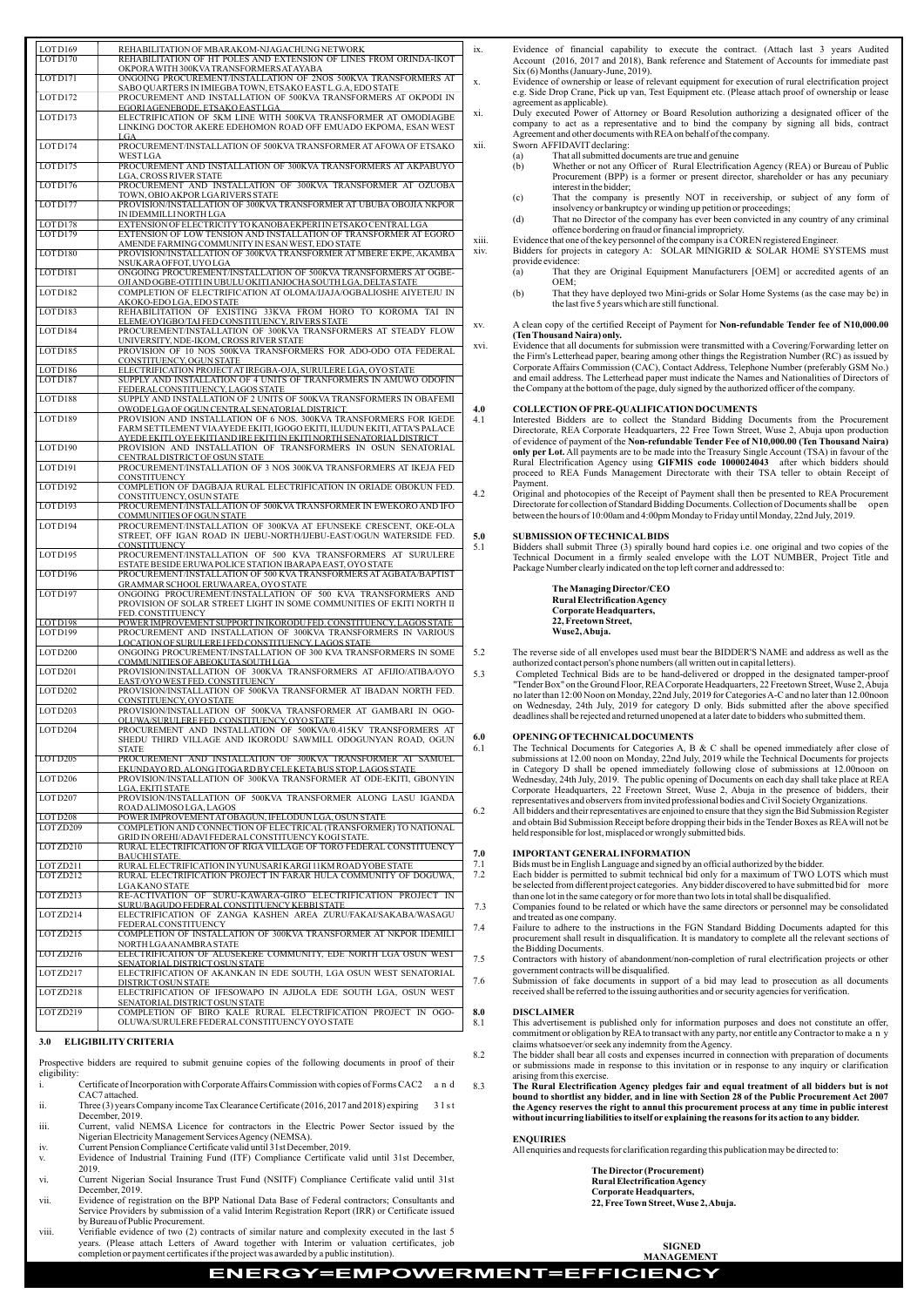| | |
|---|---|
| LOT D169 | REHABILITATION OF MBARAKOM-NJAGACHUNG NETWORK |
| LOT D170 | REHABILITATION OF HT POLES AND EXTENSION OF LINES FROM ORINDA-IKOT OKPORA WITH 300KVA TRANSFORMERS AT AYABA |
| LOT D171 | ONGOING PROCUREMENT/INSTALLATION OF 2NOS 500KVA TRANSFORMERS AT SABO QUARTERS IN IMIEGBA TOWN, ETSAKO EAST L.G.A, EDO STATE |
| LOT D172 | PROCUREMENT AND INSTALLATION OF 500KVA TRANSFORMERS AT OKPODI IN EGORI AGENEBODE, ETSAKO EAST LGA |
| LOT D173 | ELECTRIFICATION OF 5KM LINE WITH 500KVA TRANSFORMER AT OMODIAGBE LINKING DOCTOR AKERE EDEHOMON ROAD OFF EMUADO EKPOMA, ESAN WEST LGA |
| LOT D174 | PROCUREMENT/INSTALLATION OF 500KVA TRANSFORMER AT AFOWA OF ETSAKO WEST LGA |
| LOT D175 | PROCUREMENT AND INSTALLATION OF 300KVA TRANSFORMERS AT AKPABUYO LGA, CROSS RIVER STATE |
| LOT D176 | PROCUREMENT AND INSTALLATION OF 300KVA TRANSFORMER AT OZUOBA TOWN, OBIO AKPOR LGA RIVERS STATE |
| LOT D177 | PROVISION/INSTALLATION OF 300KVA TRANSFORMER AT UBUBA OBOJIA NKPOR IN IDEMMILLI NORTH LGA |
| LOT D178 | EXTENSION OF ELECTRICITY TO KANOBA EKPERI IN ETSAKO CENTRAL LGA |
| LOT D179 | EXTENSION OF LOW TENSION AND INSTALLATION OF TRANSFORMER AT EGORO AMENDE FARMING COMMUNITY IN ESAN WEST, EDO STATE |
| LOT D180 | PROVISION/INSTALLATION OF 300KVA TRANSFORMER AT MBERE EKPE, AKAMBA NSUKARA OFFOT, UYO LGA |
| LOT D181 | ONGOING PROCUREMENT/INSTALLATION OF 500KVA TRANSFORMERS AT OGBE-OJI AND OGBE-OTITI IN UBULU OKITI ANIOCHA SOUTH LGA, DELTA STATE |
| LOT D182 | COMPLETION OF ELECTRIFICATION AT OLOMA/IJAJA/OGBALIOSHE AIYETEJU IN AKOKO-EDO LGA, EDO STATE |
| LOT D183 | REHABILITATION OF EXISTING 33KVA FROM HORO TO KOROMA TAI IN ELEME/OYIGBO/TAI FED CONSTITUENCY, RIVERS STATE |
| LOT D184 | PROCUREMENT/INSTALLATION OF 300KVA TRANSFORMERS AT STEADY FLOW UNIVERSITY, NDE-IKOM, CROSS RIVER STATE |
| LOT D185 | PROVISION OF 10 NOS 500KVA TRANSFORMERS FOR ADO-ODO OTA FEDERAL CONSTITUENCY, OGUN STATE |
| LOT D186 | ELECTRIFICATION PROJECT AT IREGBA-OJA, SURULERE LGA, OYO STATE |
| LOT D187 | SUPPLY AND INSTALLATION OF 4 UNITS OF TRANFORMERS IN AMUWO ODOFIN FEDERAL CONSTITUENCY, LAGOS STATE |
| LOT D188 | SUPPLY AND INSTALLATION OF 2 UNITS OF 500KVA TRANSFORMERS IN OBAFEMI OWODE LGA OF OGUN CENTRAL SENATORIAL DISTRICT |
| LOT D189 | PROVISION AND INSTALLATION OF 6 NOS. 300KVA TRANSFORMERS FOR IGEDE FARM SETTLEMENT VIA AYEDE EKITI, IGOGO EKITI, ILUDUN EKITI, ATTA'S PALACE AYEDE EKITI, OYE EKITI AND IRE EKITI IN EKITI NORTH SENATORIAL DISTRICT |
| LOT D190 | PROVISION AND INSTALLATION OF TRANSFORMERS IN OSUN SENATORIAL CENTRAL DISTRICT OF OSUN STATE |
| LOT D191 | PROCUREMENT/INSTALLATION OF 3 NOS 300KVA TRANSFORMERS AT IKEJA FED CONSTITUENCY |
| LOT D192 | COMPLETION OF DAGBAJA RURAL ELECTRIFICATION IN ORIADE OBOKUN FED. CONSTITUENCY, OSUN STATE |
| LOT D193 | PROCUREMENT/INSTALLATION OF 500KVA TRANSFORMER IN EWEKORO AND IFO COMMUNITIES OF OGUN STATE |
| LOT D194 | PROCUREMENT/INSTALLATION OF 300KVA AT EFUNSEKE CRESCENT, OKE-OLA STREET, OFF IGAN ROAD IN IJEBU-NORTH/IJEBU-EAST/OGUN WATERSIDE FED. CONSTITUENCY |
| LOT D195 | PROCUREMENT/INSTALLATION OF 500 KVA TRANSFORMERS AT SURULERE ESTATE BESIDE ERUWA POLICE STATION IBARAPA EAST, OYO STATE |
| LOT D196 | PROCUREMENT/INSTALLATION OF 500 KVA TRANSFORMERS AT AGBATA/BAPTIST GRAMMAR SCHOOL ERUWA AREA, OYO STATE |
| LOT D197 | ONGOING PROCUREMENT/INSTALLATION OF 500 KVA TRANSFORMERS AND PROVISION OF SOLAR STREET LIGHT IN SOME COMMUNITIES OF EKITI NORTH II FED. CONSTITUENCY |
| LOT D198 | POWER IMPROVEMENT SUPPORT IN IKORODU FED. CONSTITUENCY, LAGOS STATE |
| LOT D199 | PROCUREMENT AND INSTALLATION OF 300KVA TRANSFORMERS IN VARIOUS LOCATION OF SURULERE I FED CONSTITUENCY, LAGOS STATE |
| LOT D200 | ONGOING PROCUREMENT/INSTALLATION OF 300 KVA TRANSFORMERS IN SOME COMMUNITIES OF ABEOKUTA SOUTH LGA |
| LOT D201 | PROVISION/INSTALLATION OF 300KVA TRANSFORMERS AT AFIJIO/ATIBA/OYO EAST/OYO WEST FED. CONSTITUENCY |
| LOT D202 | PROVISION/INSTALLATION OF 500KVA TRANSFORMER AT IBADAN NORTH FED. CONSTITUENCY, OYO STATE |
| LOT D203 | PROVISION/INSTALLATION OF 500KVA TRANSFORMER AT GAMBARI IN OGO-OLUWA/SURULERE FED. CONSTITUENCY, OYO STATE |
| LOT D204 | PROCUREMENT AND INSTALLATION OF 500KVA/0.415KV TRANSFORMERS AT SHEDU THIRD VILLAGE AND IKORODU SAWMILL ODOGUNYAN ROAD, OGUN STATE |
| LOT D205 | PROCUREMENT AND INSTALLATION OF 300KVA TRANSFORMER AT SAMUEL EKUNDAYO RD, ALONG ITOGA RD BY CELE KETA BUS STOP, LAGOS STATE |
| LOT D206 | PROVISION/INSTALLATION OF 300KVA TRANSFORMER AT ODE-EKITI, GBONYIN LGA, EKITI STATE |
| LOT D207 | PROVISION/INSTALLATION OF 500KVA TRANSFORMER ALONG LASU IGANDA ROAD ALIMOSO LGA, LAGOS |
| LOT D208 | POWER IMPROVEMENT AT OBAGUN, IFELODUN LGA, OSUN STATE |
| LOT ZD209 | COMPLETION AND CONNECTION OF ELECTRICAL (TRANSFORMER) TO NATIONAL GRID IN OREHI/ADAVI FEDERAL CONSTITUENCY KOGI STATE. |
| LOT ZD210 | RURAL ELECTRIFICATION OF RIGA VILLAGE OF TORO FEDERAL CONSTITUENCY BAUCHI STATE. |
| LOT ZD211 | RURAL ELECTRIFICATION IN YUNUSARI KARGI 11KM ROAD YOBE STATE |
| LOT ZD212 | RURAL ELECTRIFICATION PROJECT IN FARAR HULA COMMUNITY OF DOGUWA, LGA KANO STATE |
| LOT ZD213 | RE-ACTIVATION OF SURU-KAWARA-GIRO ELECTRIFICATION PROJECT IN SURU/BAGUDO FEDERAL CONSTITUENCY KEBBI STATE |
| LOT ZD214 | ELECTRIFICATION OF ZANGA KASHEN AREA ZURU/FAKAI/SAKABA/WASAGU FEDERAL CONSTITUENCY |
| LOT ZD215 | COMPLETION OF INSTALLATION OF 300KVA TRANSFORMER AT NKPOR IDEMILI NORTH LGA ANAMBRA STATE |
| LOT ZD216 | ELECTRIFICATION OF ALUSEKERE COMMUNITY, EDE NORTH LGA OSUN WEST SENATORIAL DISTRICT OSUN STATE |
| LOT ZD217 | ELECTRIFICATION OF AKANKAN IN EDE SOUTH, LGA OSUN WEST SENATORIAL DISTRICT OSUN STATE |
| LOT ZD218 | ELECTRIFICATION OF IFESOWAPO IN AJIJOLA EDE SOUTH LGA, OSUN WEST SENATORIAL DISTRICT OSUN STATE |
| LOT ZD219 | COMPLETION OF BIRO KALE RURAL ELECTRIFICATION PROJECT IN OGO-OLUWA/SURULERE FEDERAL CONSTITUENCY OYO STATE |

## 3.0 ELIGIBILITY CRITERIA

Prospective bidders are required to submit genuine copies of the following documents in proof of their eligibility:

i. Certificate of Incorporation with Corporate Affairs Commission with copies of Forms CAC2 and CAC7 attached.
ii. Three (3) years Company income Tax Clearance Certificate (2016, 2017 and 2018) expiring 31st December, 2019.
iii. Current, valid NEMSA Licence for contractors in the Electric Power Sector issued by the Nigerian Electricity Management Services Agency (NEMSA).
iv. Current Pension Compliance Certificate valid until 31st December, 2019.
v. Evidence of Industrial Training Fund (ITF) Compliance Certificate valid until 31st December, 2019.
vi. Current Nigerian Social Insurance Trust Fund (NSITF) Compliance Certificate valid until 31st December, 2019.
vii. Evidence of registration on the BPP National Data Base of Federal contractors; Consultants and Service Providers by submission of a valid Interim Registration Report (IRR) or Certificate issued by Bureau of Public Procurement.
viii. Verifiable evidence of two (2) contracts of similar nature and complexity executed in the last 5 years. (Please attach Letters of Award together with Interim or valuation certificates, job completion or payment certificates if the project was awarded by a public institution).
ix. Evidence of financial capability to execute the contract. (Attach last 3 years Audited Account (2016, 2017 and 2018), Bank reference and Statement of Accounts for immediate past Six (6) Months (January-June, 2019).
x. Evidence of ownership or lease of relevant equipment for execution of rural electrification project e.g. Side Drop Crane, Pick up van, Test Equipment etc. (Please attach proof of ownership or lease agreement as applicable).
xi. Duly executed Power of Attorney or Board Resolution authorizing a designated officer of the company to act as a representative and to bind the company by signing all bids, contract Agreement and other documents with REA on behalf of the company.
xii. Sworn AFFIDAVIT declaring:
    (a) That all submitted documents are true and genuine
    (b) Whether or not any Officer of Rural Electrification Agency (REA) or Bureau of Public Procurement (BPP) is a former or present director, shareholder or has any pecuniary interest in the bidder;
    (c) That the company is presently NOT in receivership, or subject of any form of insolvency or bankruptcy or winding up petition or proceedings;
    (d) That no Director of the company has ever been convicted in any country of any criminal offence bordering on fraud or financial impropriety.
xiii. Evidence that one of the key personnel of the company is a COREN registered Engineer.
xiv. Bidders for projects in category A: SOLAR MINIGRID & SOLAR HOME SYSTEMS must provide evidence:
    (a) That they are Original Equipment Manufacturers [OEM] or accredited agents of an OEM;
    (b) That they have deployed two Mini-grids or Solar Home Systems (as the case may be) in the last five 5 years which are still functional.
xv. A clean copy of the certified Receipt of Payment for **Non-refundable Tender fee of N10,000.00 (Ten Thousand Naira) only.**
xvi. Evidence that all documents for submission were transmitted with a Covering/Forwarding letter on the Firm's Letterhead paper, bearing among other things the Registration Number (RC) as issued by Corporate Affairs Commission (CAC), Contact Address, Telephone Number (preferably GSM No.) and email address. The Letterhead paper must indicate the Names and Nationalities of Directors of the Company at the bottom of the page, duly signed by the authorized officer of the company.

## 4.0 COLLECTION OF PRE-QUALIFICATION DOCUMENTS

4.1 Interested Bidders are to collect the Standard Bidding Documents from the Procurement Directorate, REA Corporate Headquarters, 22 Free Town Street, Wuse 2, Abuja upon production of evidence of payment of the **Non-refundable Tender Fee of N10,000.00 (Ten Thousand Naira) only per Lot.** All payments are to be made into the Treasury Single Account (TSA) in favour of the Rural Electrification Agency using **GIFMIS code 1000024043** after which bidders should proceed to REA Funds Management Directorate with their TSA teller to obtain Receipt of Payment.

4.2 Original and photocopies of the Receipt of Payment shall then be presented to REA Procurement Directorate for collection of Standard Bidding Documents. Collection of Documents shall be open between the hours of 10:00am and 4:00pm Monday to Friday until Monday, 22nd July, 2019.

## 5.0 SUBMISSION OF TECHNICAL BIDS

5.1 Bidders shall submit Three (3) spirally bound hard copies i.e. one original and two copies of the Technical Document in a firmly sealed envelope with the LOT NUMBER, Project Title and Package Number clearly indicated on the top left corner and addressed to:

**The Managing Director/CEO**
**Rural Electrification Agency**
**Corporate Headquarters,**
**22, Freetown Street,**
**Wuse2, Abuja.**

5.2 The reverse side of all envelopes used must bear the BIDDER'S NAME and address as well as the authorized contact person's phone numbers (all written out in capital letters).

5.3 Completed Technical Bids are to be hand-delivered or dropped in the designated tamper-proof "Tender Box" on the Ground Floor, REA Corporate Headquarters, 22 Freetown Street, Wuse 2, Abuja no later than 12:00 Noon on Monday, 22nd July, 2019 for Categories A-C and no later than 12.00noon on Wednesday, 24th July, 2019 for category D only. Bids submitted after the above specified deadlines shall be rejected and returned unopened at a later date to bidders who submitted them.

## 6.0 OPENING OF TECHNICAL DOCUMENTS

6.1 The Technical Documents for Categories A, B & C shall be opened immediately after close of submissions at 12.00 noon on Monday, 22nd July, 2019 while the Technical Documents for projects in Category D shall be opened immediately following close of submissions at 12.00noon on Wednesday, 24th July, 2019. The public opening of Documents on each day shall take place at REA Corporate Headquarters, 22 Freetown Street, Wuse 2, Abuja in the presence of bidders, their representatives and observers from invited professional bodies and Civil Society Organizations.

6.2 All bidders and their representatives are enjoined to ensure that they sign the Bid Submission Register and obtain Bid Submission Receipt before dropping their bids in the Tender Boxes as REA will not be held responsible for lost, misplaced or wrongly submitted bids.

## 7.0 IMPORTANT GENERAL INFORMATION

7.1 Bids must be in English Language and signed by an official authorized by the bidder.

7.2 Each bidder is permitted to submit technical bid only for a maximum of TWO LOTS which must be selected from different project categories. Any bidder discovered to have submitted bid for more than one lot in the same category or for more than two lots in total shall be disqualified.

7.3 Companies found to be related or which have the same directors or personnel may be consolidated and treated as one company.

7.4 Failure to adhere to the instructions in the FGN Standard Bidding Documents adapted for this procurement shall result in disqualification. It is mandatory to complete all the relevant sections of the Bidding Documents.

7.5 Contractors with history of abandonment/non-completion of rural electrification projects or other government contracts will be disqualified.

7.6 Submission of fake documents in support of a bid may lead to prosecution as all documents received shall be referred to the issuing authorities and or security agencies for verification.

## 8.0 DISCLAIMER

8.1 This advertisement is published only for information purposes and does not constitute an offer, commitment or obligation by REA to transact with any party, nor entitle any Contractor to make any claims whatsoever/or seek any indemnity from the Agency.

8.2 The bidder shall bear all costs and expenses incurred in connection with preparation of documents or submissions made in response to this invitation or in response to any inquiry or clarification arising from this exercise.

8.3 **The Rural Electrification Agency pledges fair and equal treatment of all bidders but is not bound to shortlist any bidder, and in line with Section 28 of the Public Procurement Act 2007 the Agency reserves the right to annul this procurement process at any time in public interest without incurring liabilities to itself or explaining the reasons for its action to any bidder.**

## ENQUIRIES

All enquiries and requests for clarification regarding this publication may be directed to:

**The Director (Procurement)**
**Rural Electrification Agency**
**Corporate Headquarters,**
**22, Free Town Street, Wuse 2, Abuja.**

**SIGNED**
**MANAGEMENT**

**ENERGY=EMPOWERMENT=EFFICIENCY**